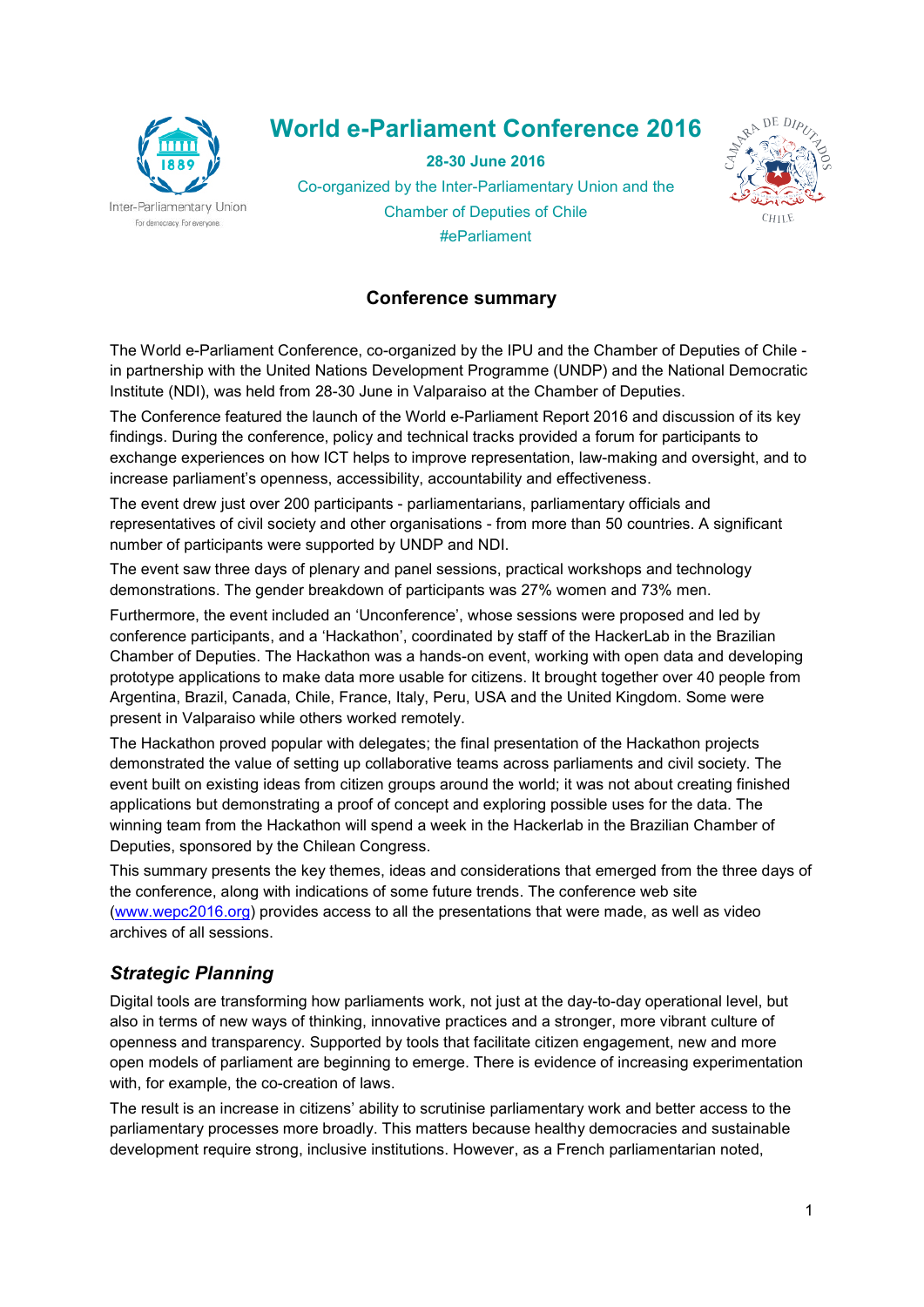# World e-Parliament Conference 2016

**28-30 June 2016**

Co-organized by the Inter-Parliamentary Union and the Chamber of Deputies of Chile

#eParliament

## Conference summary

The World e-Parliament Conference, co-organized by the IPU and the Chamber of Deputies of Chile - in partnership with the United Nations Development Programme (UNDP) and the National Democratic Institute (NDI), was held from 28-30 June in Valparaiso at the Chamber of Deputies.

The Conference featured the launch of the World e-Parliament Report 2016 and discussion of its key findings. During the conference, policy and technical tracks provided a forum for participants to exchange experiences on how ICT helps to improve representation, law-making and oversight, and to increase parliament's openness, accessibility, accountability and effectiveness.

The event drew just over 200 participants - parliamentarians, parliamentary officials and representatives of civil society and other organisations - from more than 50 countries. A significant number of participants were supported by UNDP and NDI.

The event saw three days of plenary and panel sessions, practical workshops and technology demonstrations. The gender breakdown of participants was 27% women and 73% men.

Furthermore, the event included an 'Unconference', whose sessions were proposed and led by conference participants, and a 'Hackathon', coordinated by staff of the HackerLab in the Brazilian Chamber of Deputies. The Hackathon was a hands-on event, working with open data and developing prototype applications to make data more usable for citizens. It brought together over 40 people from Argentina, Brazil, Canada, Chile, France, Italy, Peru, USA and the United Kingdom. Some were present in Valparaiso while others worked remotely.

The Hackathon proved popular with delegates; the final presentation of the Hackathon projects demonstrated the value of setting up collaborative teams across parliaments and civil society. The event built on existing ideas from citizen groups around the world; it was not about creating finished applications but demonstrating a proof of concept and exploring possible uses for the data. The winning team from the Hackathon will spend a week in the Hackerlab in the Brazilian Chamber of Deputies, sponsored by the Chilean Congress.

This summary presents the key themes, ideas and considerations that emerged from the three days of the conference, along with indications of some future trends. The conference web site (www.wepc2016.org) provides access to all the presentations that were made, as well as video archives of all sessions.

### *Strategic Planning*

Digital tools are transforming how parliaments work, not just at the day-to-day operational level, but also in terms of new ways of thinking, innovative practices and a stronger, more vibrant culture of openness and transparency. Supported by tools that facilitate citizen engagement, new and more open models of parliament are beginning to emerge. There is evidence of increasing experimentation with, for example, the co-creation of laws.

The result is an increase in citizens' ability to scrutinise parliamentary work and better access to the parliamentary processes more broadly. This matters because healthy democracies and sustainable development require strong, inclusive institutions. However, as a French parliamentarian noted,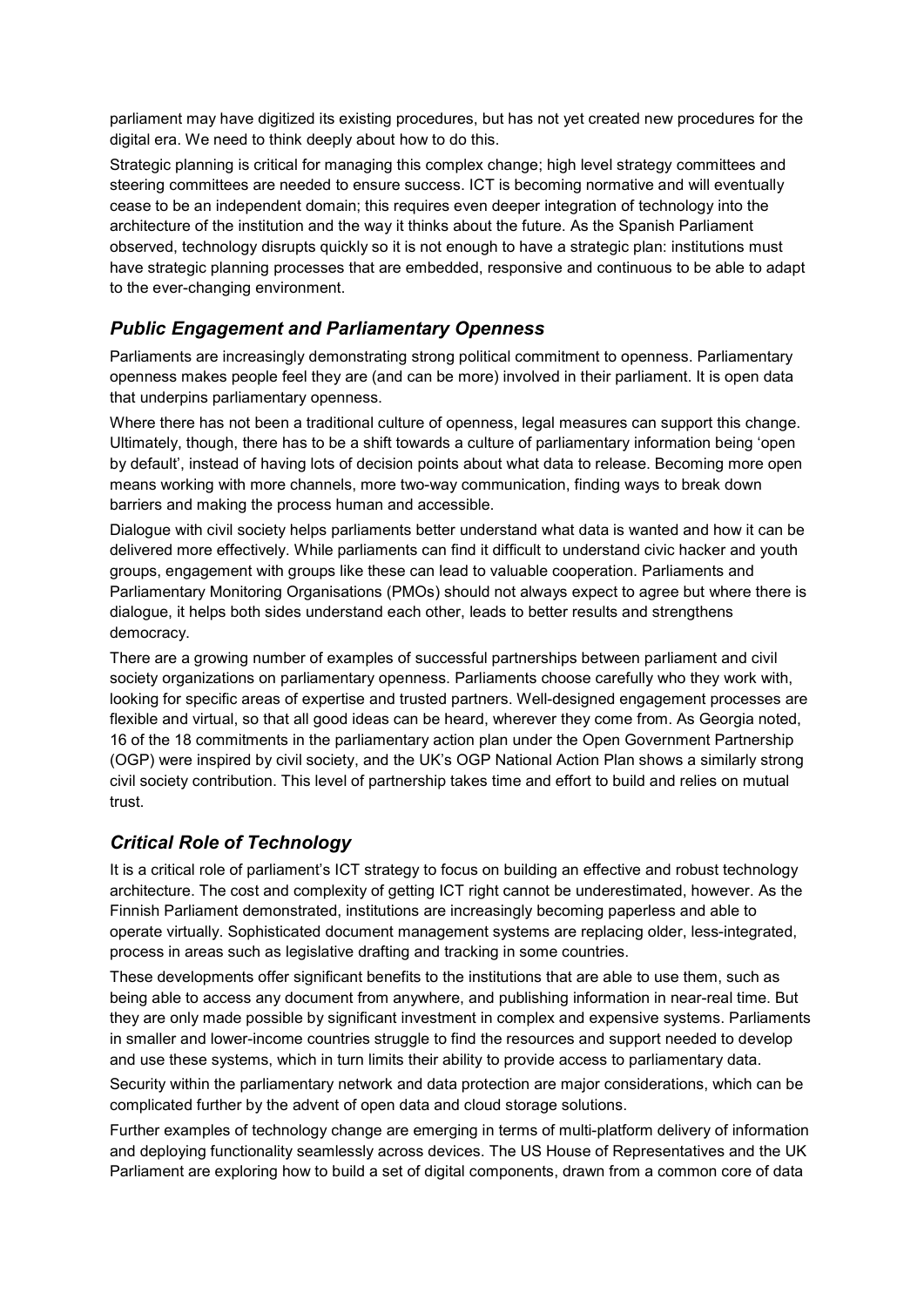parliament may have digitized its existing procedures, but has not yet created new procedures for the digital era. We need to think deeply about how to do this.

Strategic planning is critical for managing this complex change; high level strategy committees and steering committees are needed to ensure success. ICT is becoming normative and will eventually cease to be an independent domain; this requires even deeper integration of technology into the architecture of the institution and the way it thinks about the future. As the Spanish Parliament observed, technology disrupts quickly so it is not enough to have a strategic plan: institutions must have strategic planning processes that are embedded, responsive and continuous to be able to adapt to the ever-changing environment.

## *Public Engagement and Parliamentary Openness*

Parliaments are increasingly demonstrating strong political commitment to openness. Parliamentary openness makes people feel they are (and can be more) involved in their parliament. It is open data that underpins parliamentary openness.

Where there has not been a traditional culture of openness, legal measures can support this change. Ultimately, though, there has to be a shift towards a culture of parliamentary information being 'open by default', instead of having lots of decision points about what data to release. Becoming more open means working with more channels, more two-way communication, finding ways to break down barriers and making the process human and accessible.

Dialogue with civil society helps parliaments better understand what data is wanted and how it can be delivered more effectively. While parliaments can find it difficult to understand civic hacker and youth groups, engagement with groups like these can lead to valuable cooperation. Parliaments and Parliamentary Monitoring Organisations (PMOs) should not always expect to agree but where there is dialogue, it helps both sides understand each other, leads to better results and strengthens democracy.

There are a growing number of examples of successful partnerships between parliament and civil society organizations on parliamentary openness. Parliaments choose carefully who they work with, looking for specific areas of expertise and trusted partners. Well-designed engagement processes are flexible and virtual, so that all good ideas can be heard, wherever they come from. As Georgia noted, 16 of the 18 commitments in the parliamentary action plan under the Open Government Partnership (OGP) were inspired by civil society, and the UK's OGP National Action Plan shows a similarly strong civil society contribution. This level of partnership takes time and effort to build and relies on mutual trust.

## *Critical Role of Technology*

It is a critical role of parliament's ICT strategy to focus on building an effective and robust technology architecture. The cost and complexity of getting ICT right cannot be underestimated, however. As the Finnish Parliament demonstrated, institutions are increasingly becoming paperless and able to operate virtually. Sophisticated document management systems are replacing older, less-integrated, process in areas such as legislative drafting and tracking in some countries.

These developments offer significant benefits to the institutions that are able to use them, such as being able to access any document from anywhere, and publishing information in near-real time. But they are only made possible by significant investment in complex and expensive systems. Parliaments in smaller and lower-income countries struggle to find the resources and support needed to develop and use these systems, which in turn limits their ability to provide access to parliamentary data.

Security within the parliamentary network and data protection are major considerations, which can be complicated further by the advent of open data and cloud storage solutions.

Further examples of technology change are emerging in terms of multi-platform delivery of information and deploying functionality seamlessly across devices. The US House of Representatives and the UK Parliament are exploring how to build a set of digital components, drawn from a common core of data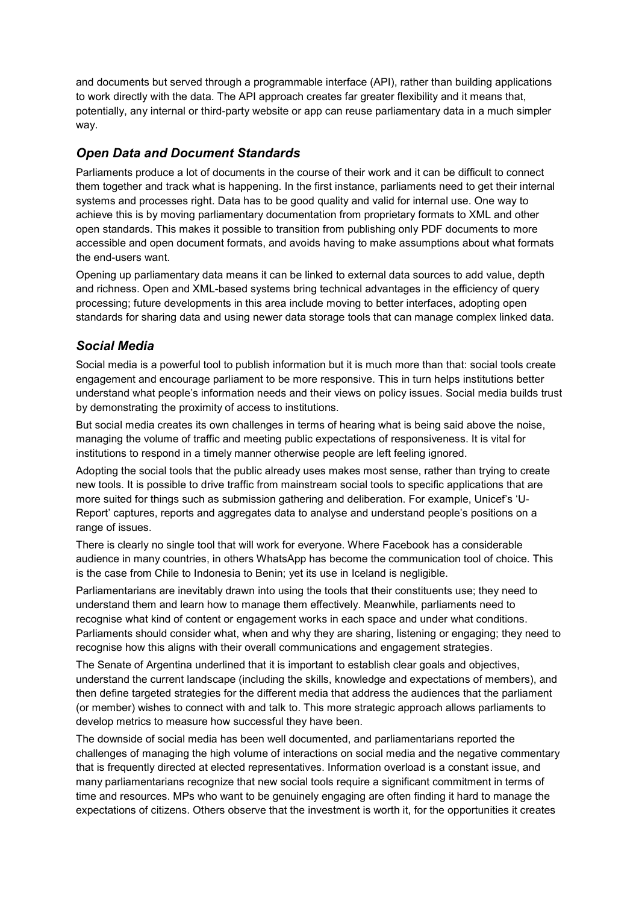and documents but served through a programmable interface (API), rather than building applications to work directly with the data. The API approach creates far greater flexibility and it means that, potentially, any internal or third-party website or app can reuse parliamentary data in a much simpler way.

## *Open Data and Document Standards*

Parliaments produce a lot of documents in the course of their work and it can be difficult to connect them together and track what is happening. In the first instance, parliaments need to get their internal systems and processes right. Data has to be good quality and valid for internal use. One way to achieve this is by moving parliamentary documentation from proprietary formats to XML and other open standards. This makes it possible to transition from publishing only PDF documents to more accessible and open document formats, and avoids having to make assumptions about what formats the end-users want.

Opening up parliamentary data means it can be linked to external data sources to add value, depth and richness. Open and XML-based systems bring technical advantages in the efficiency of query processing; future developments in this area include moving to better interfaces, adopting open standards for sharing data and using newer data storage tools that can manage complex linked data.

## *Social Media*

Social media is a powerful tool to publish information but it is much more than that: social tools create engagement and encourage parliament to be more responsive. This in turn helps institutions better understand what people's information needs and their views on policy issues. Social media builds trust by demonstrating the proximity of access to institutions.

But social media creates its own challenges in terms of hearing what is being said above the noise, managing the volume of traffic and meeting public expectations of responsiveness. It is vital for institutions to respond in a timely manner otherwise people are left feeling ignored.

Adopting the social tools that the public already uses makes most sense, rather than trying to create new tools. It is possible to drive traffic from mainstream social tools to specific applications that are more suited for things such as submission gathering and deliberation. For example, Unicef's 'U-Report' captures, reports and aggregates data to analyse and understand people's positions on a range of issues.

There is clearly no single tool that will work for everyone. Where Facebook has a considerable audience in many countries, in others WhatsApp has become the communication tool of choice. This is the case from Chile to Indonesia to Benin; yet its use in Iceland is negligible.

Parliamentarians are inevitably drawn into using the tools that their constituents use; they need to understand them and learn how to manage them effectively. Meanwhile, parliaments need to recognise what kind of content or engagement works in each space and under what conditions. Parliaments should consider what, when and why they are sharing, listening or engaging; they need to recognise how this aligns with their overall communications and engagement strategies.

The Senate of Argentina underlined that it is important to establish clear goals and objectives, understand the current landscape (including the skills, knowledge and expectations of members), and then define targeted strategies for the different media that address the audiences that the parliament (or member) wishes to connect with and talk to. This more strategic approach allows parliaments to develop metrics to measure how successful they have been.

The downside of social media has been well documented, and parliamentarians reported the challenges of managing the high volume of interactions on social media and the negative commentary that is frequently directed at elected representatives. Information overload is a constant issue, and many parliamentarians recognize that new social tools require a significant commitment in terms of time and resources. MPs who want to be genuinely engaging are often finding it hard to manage the expectations of citizens. Others observe that the investment is worth it, for the opportunities it creates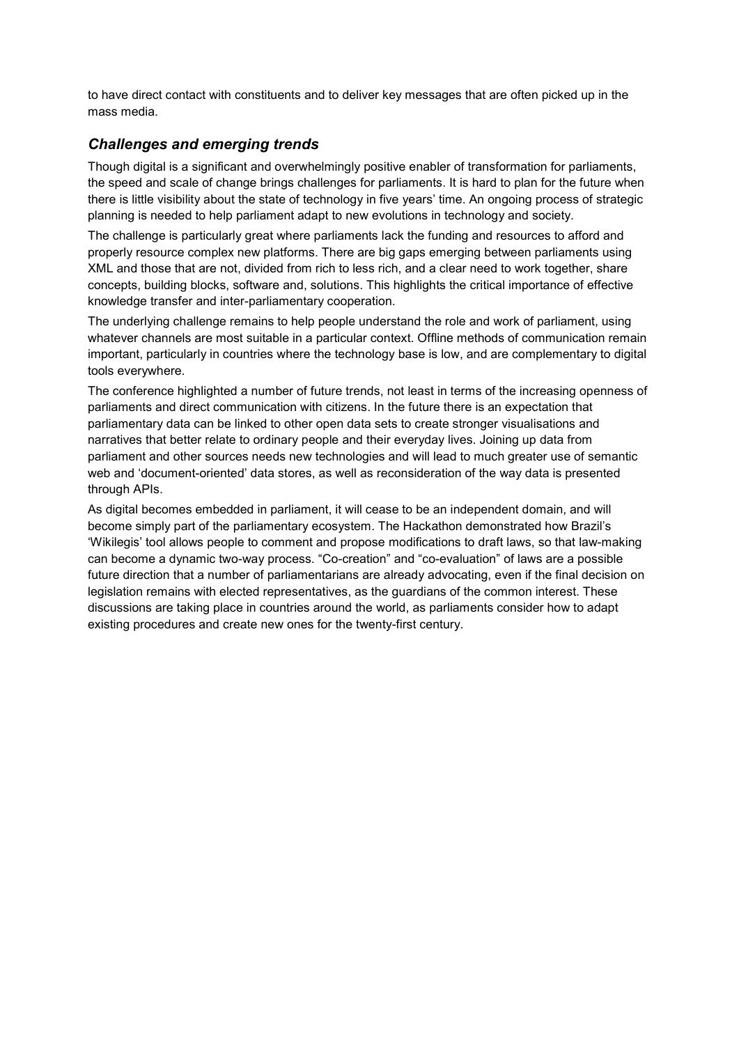to have direct contact with constituents and to deliver key messages that are often picked up in the mass media.

### *Challenges and emerging trends*

Though digital is a significant and overwhelmingly positive enabler of transformation for parliaments, the speed and scale of change brings challenges for parliaments. It is hard to plan for the future when there is little visibility about the state of technology in five years' time. An ongoing process of strategic planning is needed to help parliament adapt to new evolutions in technology and society.

The challenge is particularly great where parliaments lack the funding and resources to afford and properly resource complex new platforms. There are big gaps emerging between parliaments using XML and those that are not, divided from rich to less rich, and a clear need to work together, share concepts, building blocks, software and, solutions. This highlights the critical importance of effective knowledge transfer and inter-parliamentary cooperation.

The underlying challenge remains to help people understand the role and work of parliament, using whatever channels are most suitable in a particular context. Offline methods of communication remain important, particularly in countries where the technology base is low, and are complementary to digital tools everywhere.

The conference highlighted a number of future trends, not least in terms of the increasing openness of parliaments and direct communication with citizens. In the future there is an expectation that parliamentary data can be linked to other open data sets to create stronger visualisations and narratives that better relate to ordinary people and their everyday lives. Joining up data from parliament and other sources needs new technologies and will lead to much greater use of semantic web and 'document-oriented' data stores, as well as reconsideration of the way data is presented through APIs.

As digital becomes embedded in parliament, it will cease to be an independent domain, and will become simply part of the parliamentary ecosystem. The Hackathon demonstrated how Brazil's 'Wikilegis' tool allows people to comment and propose modifications to draft laws, so that law-making can become a dynamic two-way process. "Co-creation" and "co-evaluation" of laws are a possible future direction that a number of parliamentarians are already advocating, even if the final decision on legislation remains with elected representatives, as the guardians of the common interest. These discussions are taking place in countries around the world, as parliaments consider how to adapt existing procedures and create new ones for the twenty-first century.